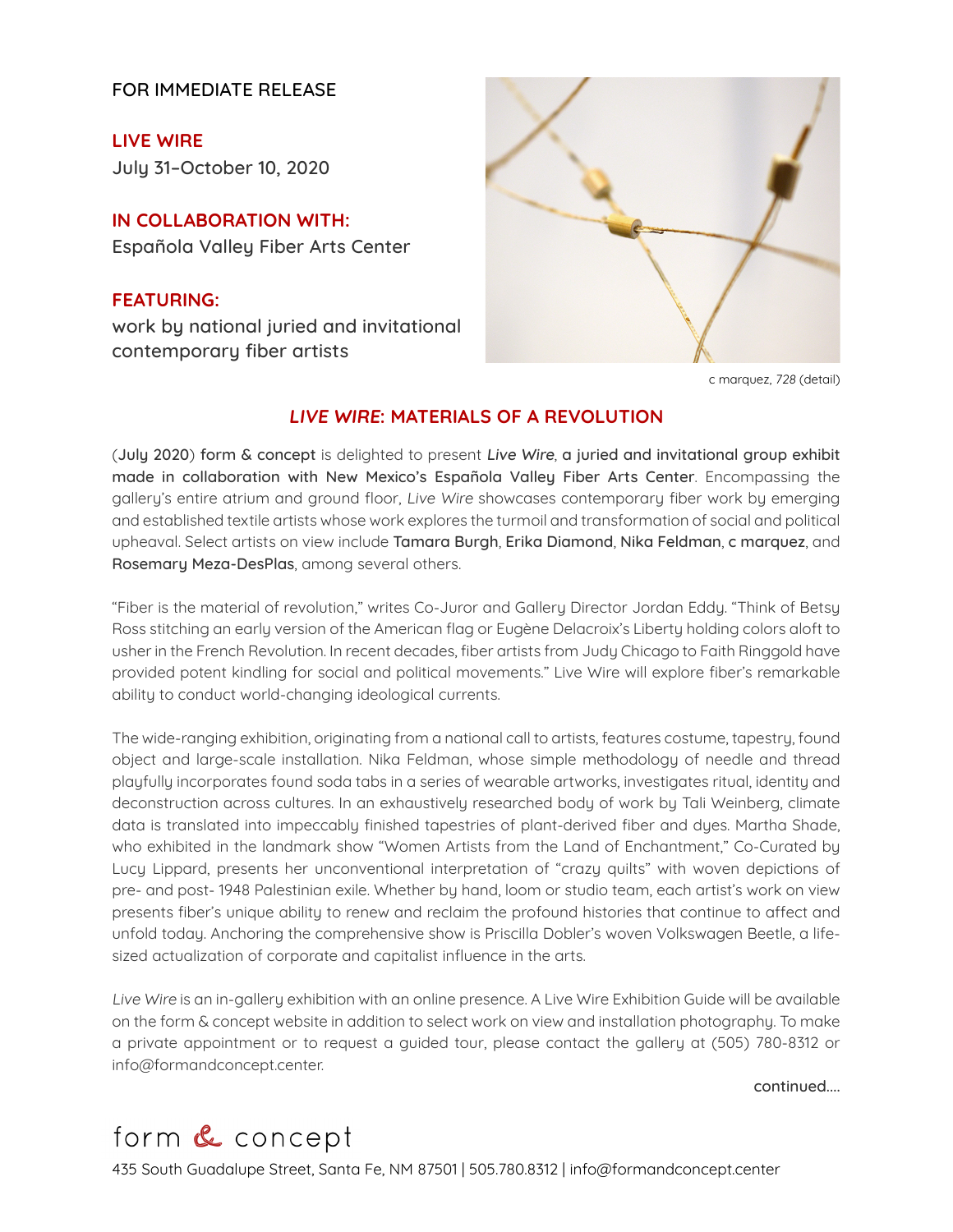FOR IMMEDIATE RELEASE

**LIVE WIRE**
July 31–October 10, 2020

**IN COLLABORATION WITH:**
Española Valley Fiber Arts Center

**FEATURING:**
work by national juried and invitational contemporary fiber artists

c marquez, *728* (detail)

## *LIVE WIRE*: MATERIALS OF A REVOLUTION

(**July 2020**) **form & concept** is delighted to present ***Live Wire*****, a juried and invitational group exhibit made in collaboration with New Mexico's Española Valley Fiber Arts Center**. Encompassing the gallery's entire atrium and ground floor, *Live Wire* showcases contemporary fiber work by emerging and established textile artists whose work explores the turmoil and transformation of social and political upheaval. Select artists on view include **Tamara Burgh**, **Erika Diamond**, **Nika Feldman**, **c marquez**, and **Rosemary Meza-DesPlas**, among several others.

"Fiber is the material of revolution," writes Co-Juror and Gallery Director Jordan Eddy. "Think of Betsy Ross stitching an early version of the American flag or Eugène Delacroix's Liberty holding colors aloft to usher in the French Revolution. In recent decades, fiber artists from Judy Chicago to Faith Ringgold have provided potent kindling for social and political movements." Live Wire will explore fiber's remarkable ability to conduct world-changing ideological currents.

The wide-ranging exhibition, originating from a national call to artists, features costume, tapestry, found object and large-scale installation. Nika Feldman, whose simple methodology of needle and thread playfully incorporates found soda tabs in a series of wearable artworks, investigates ritual, identity and deconstruction across cultures. In an exhaustively researched body of work by Tali Weinberg, climate data is translated into impeccably finished tapestries of plant-derived fiber and dyes. Martha Shade, who exhibited in the landmark show "Women Artists from the Land of Enchantment," Co-Curated by Lucy Lippard, presents her unconventional interpretation of "crazy quilts" with woven depictions of pre- and post- 1948 Palestinian exile. Whether by hand, loom or studio team, each artist's work on view presents fiber's unique ability to renew and reclaim the profound histories that continue to affect and unfold today. Anchoring the comprehensive show is Priscilla Dobler's woven Volkswagen Beetle, a life-sized actualization of corporate and capitalist influence in the arts.

*Live Wire* is an in-gallery exhibition with an online presence. A Live Wire Exhibition Guide will be available on the form & concept website in addition to select work on view and installation photography. To make a private appointment or to request a guided tour, please contact the gallery at (505) 780-8312 or info@formandconcept.center.

continued....

form & concept
435 South Guadalupe Street, Santa Fe, NM 87501 | 505.780.8312 | info@formandconcept.center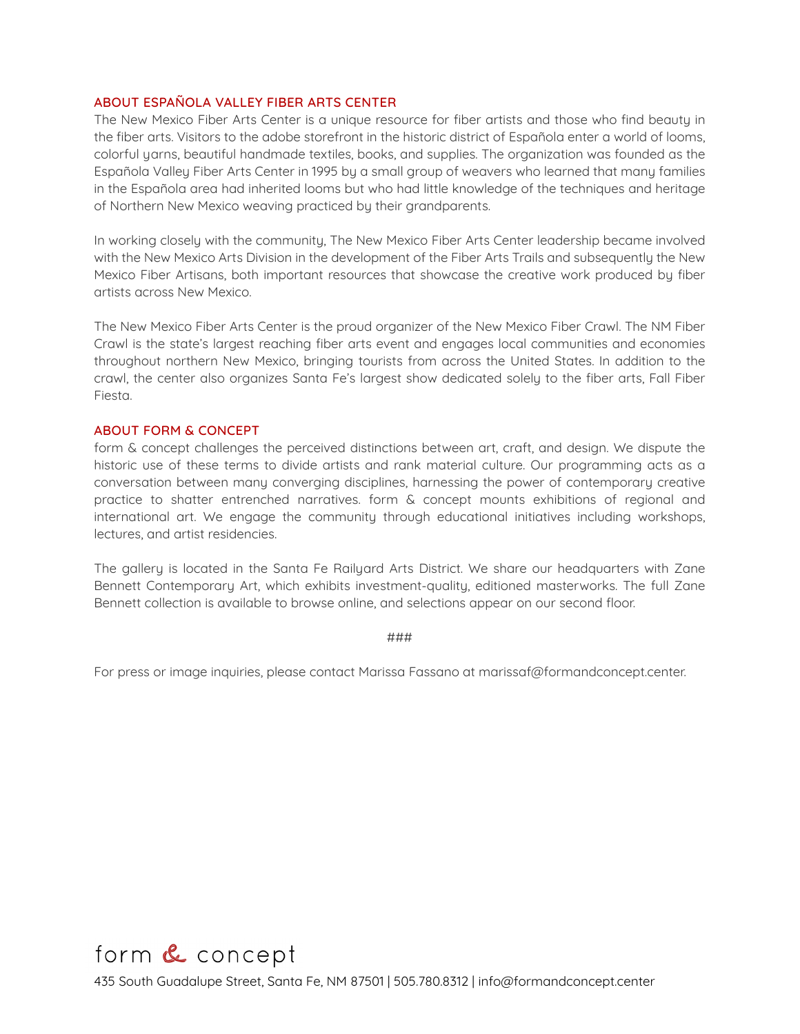## ABOUT ESPAÑOLA VALLEY FIBER ARTS CENTER

The New Mexico Fiber Arts Center is a unique resource for fiber artists and those who find beauty in the fiber arts. Visitors to the adobe storefront in the historic district of Española enter a world of looms, colorful yarns, beautiful handmade textiles, books, and supplies. The organization was founded as the Española Valley Fiber Arts Center in 1995 by a small group of weavers who learned that many families in the Española area had inherited looms but who had little knowledge of the techniques and heritage of Northern New Mexico weaving practiced by their grandparents.

In working closely with the community, The New Mexico Fiber Arts Center leadership became involved with the New Mexico Arts Division in the development of the Fiber Arts Trails and subsequently the New Mexico Fiber Artisans, both important resources that showcase the creative work produced by fiber artists across New Mexico.

The New Mexico Fiber Arts Center is the proud organizer of the New Mexico Fiber Crawl. The NM Fiber Crawl is the state's largest reaching fiber arts event and engages local communities and economies throughout northern New Mexico, bringing tourists from across the United States. In addition to the crawl, the center also organizes Santa Fe's largest show dedicated solely to the fiber arts, Fall Fiber Fiesta.

## ABOUT FORM & CONCEPT

form & concept challenges the perceived distinctions between art, craft, and design. We dispute the historic use of these terms to divide artists and rank material culture. Our programming acts as a conversation between many converging disciplines, harnessing the power of contemporary creative practice to shatter entrenched narratives. form & concept mounts exhibitions of regional and international art. We engage the community through educational initiatives including workshops, lectures, and artist residencies.

The gallery is located in the Santa Fe Railyard Arts District. We share our headquarters with Zane Bennett Contemporary Art, which exhibits investment-quality, editioned masterworks. The full Zane Bennett collection is available to browse online, and selections appear on our second floor.

###

For press or image inquiries, please contact Marissa Fassano at marissaf@formandconcept.center.

form & concept

435 South Guadalupe Street, Santa Fe, NM 87501 | 505.780.8312 | info@formandconcept.center